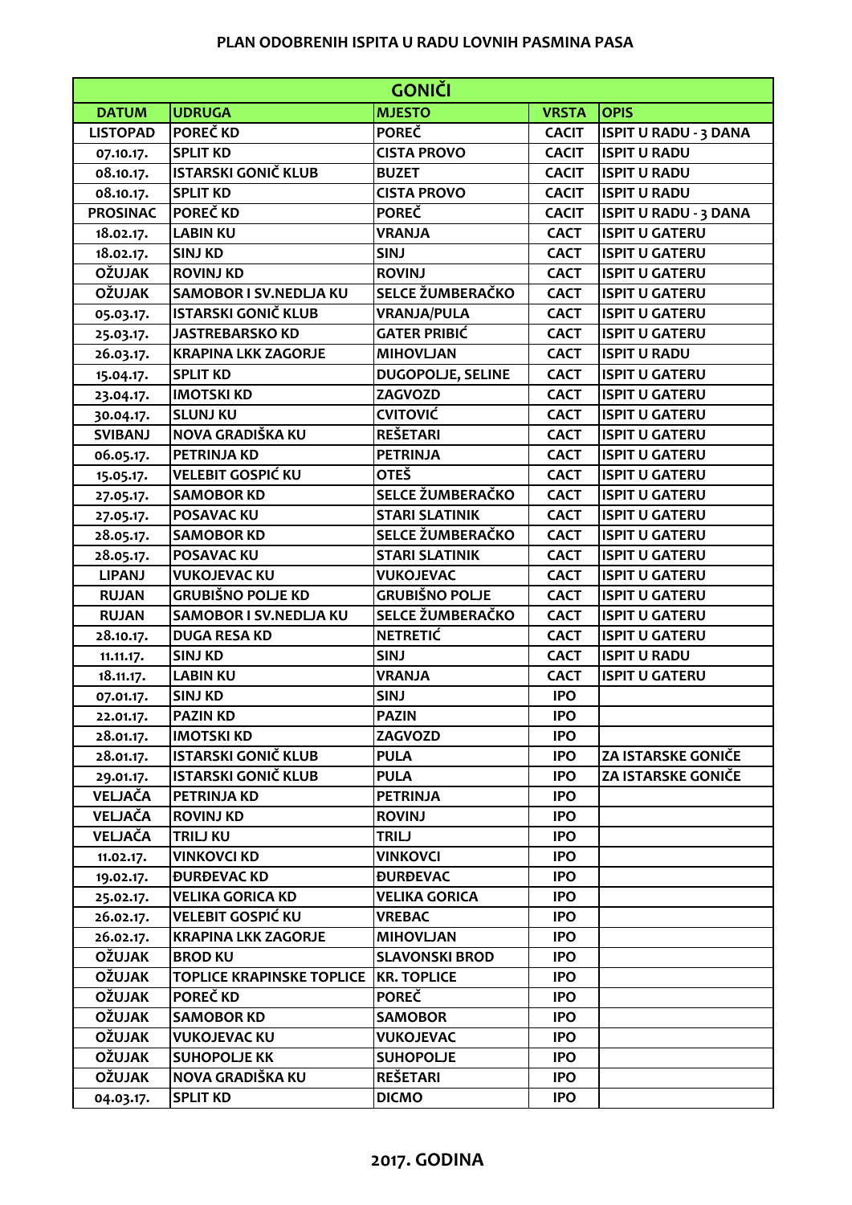# PLAN ODOBRENIH ISPITA U RADU LOVNIH PASMINA PASA

| GONIČI | | | | |
|---|---|---|---|---|
| **DATUM** | **UDRUGA** | **MJESTO** | **VRSTA** | **OPIS** |
| LISTOPAD | POREČ KD | POREČ | CACIT | ISPIT U RADU - 3 DANA |
| 07.10.17. | SPLIT KD | CISTA PROVO | CACIT | ISPIT U RADU |
| 08.10.17. | ISTARSKI GONIČ KLUB | BUZET | CACIT | ISPIT U RADU |
| 08.10.17. | SPLIT KD | CISTA PROVO | CACIT | ISPIT U RADU |
| PROSINAC | POREČ KD | POREČ | CACIT | ISPIT U RADU - 3 DANA |
| 18.02.17. | LABIN KU | VRANJA | CACT | ISPIT U GATERU |
| 18.02.17. | SINJ KD | SINJ | CACT | ISPIT U GATERU |
| OŽUJAK | ROVINJ KD | ROVINJ | CACT | ISPIT U GATERU |
| OŽUJAK | SAMOBOR I SV.NEDLJA KU | SELCE ŽUMBERAČKO | CACT | ISPIT U GATERU |
| 05.03.17. | ISTARSKI GONIČ KLUB | VRANJA/PULA | CACT | ISPIT U GATERU |
| 25.03.17. | JASTREBARSKO KD | GATER PRIBIĆ | CACT | ISPIT U GATERU |
| 26.03.17. | KRAPINA LKK ZAGORJE | MIHOVLJAN | CACT | ISPIT U RADU |
| 15.04.17. | SPLIT KD | DUGOPOLJE, SELINE | CACT | ISPIT U GATERU |
| 23.04.17. | IMOTSKI KD | ZAGVOZD | CACT | ISPIT U GATERU |
| 30.04.17. | SLUNJ KU | CVITOVIĆ | CACT | ISPIT U GATERU |
| SVIBANJ | NOVA GRADIŠKA KU | REŠETARI | CACT | ISPIT U GATERU |
| 06.05.17. | PETRINJA KD | PETRINJA | CACT | ISPIT U GATERU |
| 15.05.17. | VELEBIT GOSPIĆ KU | OTEŠ | CACT | ISPIT U GATERU |
| 27.05.17. | SAMOBOR KD | SELCE ŽUMBERAČKO | CACT | ISPIT U GATERU |
| 27.05.17. | POSAVAC KU | STARI SLATINIK | CACT | ISPIT U GATERU |
| 28.05.17. | SAMOBOR KD | SELCE ŽUMBERAČKO | CACT | ISPIT U GATERU |
| 28.05.17. | POSAVAC KU | STARI SLATINIK | CACT | ISPIT U GATERU |
| LIPANJ | VUKOJEVAC KU | VUKOJEVAC | CACT | ISPIT U GATERU |
| RUJAN | GRUBIŠNO POLJE KD | GRUBIŠNO POLJE | CACT | ISPIT U GATERU |
| RUJAN | SAMOBOR I SV.NEDLJA KU | SELCE ŽUMBERAČKO | CACT | ISPIT U GATERU |
| 28.10.17. | DUGA RESA KD | NETRETIĆ | CACT | ISPIT U GATERU |
| 11.11.17. | SINJ KD | SINJ | CACT | ISPIT U RADU |
| 18.11.17. | LABIN KU | VRANJA | CACT | ISPIT U GATERU |
| 07.01.17. | SINJ KD | SINJ | IPO | |
| 22.01.17. | PAZIN KD | PAZIN | IPO | |
| 28.01.17. | IMOTSKI KD | ZAGVOZD | IPO | |
| 28.01.17. | ISTARSKI GONIČ KLUB | PULA | IPO | ZA ISTARSKE GONIČE |
| 29.01.17. | ISTARSKI GONIČ KLUB | PULA | IPO | ZA ISTARSKE GONIČE |
| VELJAČA | PETRINJA KD | PETRINJA | IPO | |
| VELJAČA | ROVINJ KD | ROVINJ | IPO | |
| VELJAČA | TRILJ KU | TRILJ | IPO | |
| 11.02.17. | VINKOVCI KD | VINKOVCI | IPO | |
| 19.02.17. | ĐURĐEVAC KD | ĐURĐEVAC | IPO | |
| 25.02.17. | VELIKA GORICA KD | VELIKA GORICA | IPO | |
| 26.02.17. | VELEBIT GOSPIĆ KU | VREBAC | IPO | |
| 26.02.17. | KRAPINA LKK ZAGORJE | MIHOVLJAN | IPO | |
| OŽUJAK | BROD KU | SLAVONSKI BROD | IPO | |
| OŽUJAK | TOPLICE KRAPINSKE TOPLICE | KR. TOPLICE | IPO | |
| OŽUJAK | POREČ KD | POREČ | IPO | |
| OŽUJAK | SAMOBOR KD | SAMOBOR | IPO | |
| OŽUJAK | VUKOJEVAC KU | VUKOJEVAC | IPO | |
| OŽUJAK | SUHOPOLJE KK | SUHOPOLJE | IPO | |
| OŽUJAK | NOVA GRADIŠKA KU | REŠETARI | IPO | |
| 04.03.17. | SPLIT KD | DICMO | IPO | |

**2017. GODINA**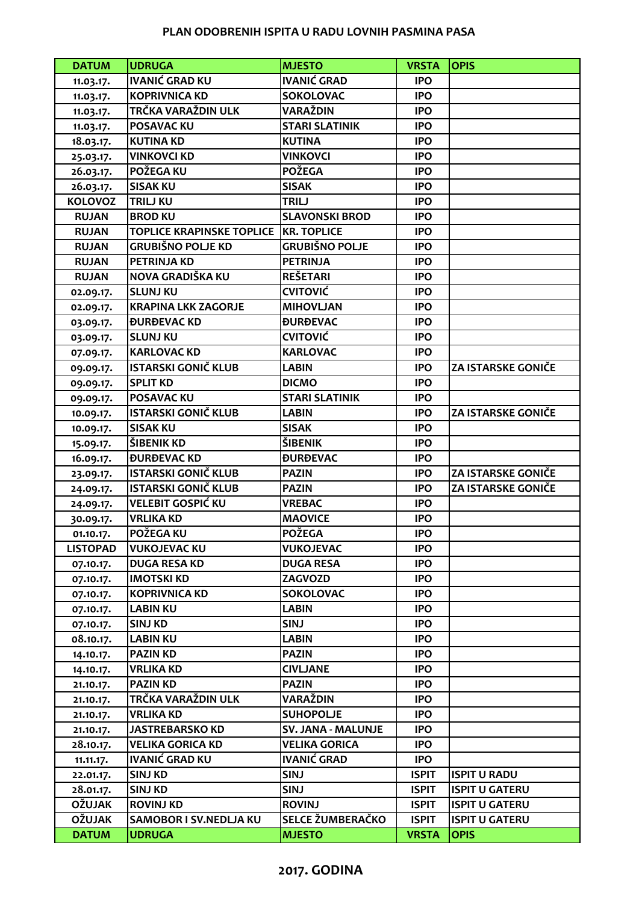**PLAN ODOBRENIH ISPITA U RADU LOVNIH PASMINA PASA**

| DATUM | UDRUGA | MJESTO | VRSTA | OPIS |
|---|---|---|---|---|
| 11.03.17. | IVANIĆ GRAD KU | IVANIĆ GRAD | IPO | |
| 11.03.17. | KOPRIVNICA KD | SOKOLOVAC | IPO | |
| 11.03.17. | TRČKA VARAŽDIN ULK | VARAŽDIN | IPO | |
| 11.03.17. | POSAVAC KU | STARI SLATINIK | IPO | |
| 18.03.17. | KUTINA KD | KUTINA | IPO | |
| 25.03.17. | VINKOVCI KD | VINKOVCI | IPO | |
| 26.03.17. | POŽEGA KU | POŽEGA | IPO | |
| 26.03.17. | SISAK KU | SISAK | IPO | |
| KOLOVOZ | TRILJ KU | TRILJ | IPO | |
| RUJAN | BROD KU | SLAVONSKI BROD | IPO | |
| RUJAN | TOPLICE KRAPINSKE TOPLICE | KR. TOPLICE | IPO | |
| RUJAN | GRUBIŠNO POLJE KD | GRUBIŠNO POLJE | IPO | |
| RUJAN | PETRINJA KD | PETRINJA | IPO | |
| RUJAN | NOVA GRADIŠKA KU | REŠETARI | IPO | |
| 02.09.17. | SLUNJ KU | CVITOVIĆ | IPO | |
| 02.09.17. | KRAPINA LKK ZAGORJE | MIHOVLJAN | IPO | |
| 03.09.17. | ĐURĐEVAC KD | ĐURĐEVAC | IPO | |
| 03.09.17. | SLUNJ KU | CVITOVIĆ | IPO | |
| 07.09.17. | KARLOVAC KD | KARLOVAC | IPO | |
| 09.09.17. | ISTARSKI GONIČ KLUB | LABIN | IPO | ZA ISTARSKE GONIČE |
| 09.09.17. | SPLIT KD | DICMO | IPO | |
| 09.09.17. | POSAVAC KU | STARI SLATINIK | IPO | |
| 10.09.17. | ISTARSKI GONIČ KLUB | LABIN | IPO | ZA ISTARSKE GONIČE |
| 10.09.17. | SISAK KU | SISAK | IPO | |
| 15.09.17. | ŠIBENIK KD | ŠIBENIK | IPO | |
| 16.09.17. | ĐURĐEVAC KD | ĐURĐEVAC | IPO | |
| 23.09.17. | ISTARSKI GONIČ KLUB | PAZIN | IPO | ZA ISTARSKE GONIČE |
| 24.09.17. | ISTARSKI GONIČ KLUB | PAZIN | IPO | ZA ISTARSKE GONIČE |
| 24.09.17. | VELEBIT GOSPIĆ KU | VREBAC | IPO | |
| 30.09.17. | VRLIKA KD | MAOVICE | IPO | |
| 01.10.17. | POŽEGA KU | POŽEGA | IPO | |
| LISTOPAD | VUKOJEVAC KU | VUKOJEVAC | IPO | |
| 07.10.17. | DUGA RESA KD | DUGA RESA | IPO | |
| 07.10.17. | IMOTSKI KD | ZAGVOZD | IPO | |
| 07.10.17. | KOPRIVNICA KD | SOKOLOVAC | IPO | |
| 07.10.17. | LABIN KU | LABIN | IPO | |
| 07.10.17. | SINJ KD | SINJ | IPO | |
| 08.10.17. | LABIN KU | LABIN | IPO | |
| 14.10.17. | PAZIN KD | PAZIN | IPO | |
| 14.10.17. | VRLIKA KD | CIVLJANE | IPO | |
| 21.10.17. | PAZIN KD | PAZIN | IPO | |
| 21.10.17. | TRČKA VARAŽDIN ULK | VARAŽDIN | IPO | |
| 21.10.17. | VRLIKA KD | SUHOPOLJE | IPO | |
| 21.10.17. | JASTREBARSKO KD | SV. JANA - MALUNJE | IPO | |
| 28.10.17. | VELIKA GORICA KD | VELIKA GORICA | IPO | |
| 11.11.17. | IVANIĆ GRAD KU | IVANIĆ GRAD | IPO | |
| 22.01.17. | SINJ KD | SINJ | ISPIT | ISPIT U RADU |
| 28.01.17. | SINJ KD | SINJ | ISPIT | ISPIT U GATERU |
| OŽUJAK | ROVINJ KD | ROVINJ | ISPIT | ISPIT U GATERU |
| OŽUJAK | SAMOBOR I SV.NEDLJA KU | SELCE ŽUMBERAČKO | ISPIT | ISPIT U GATERU |
| DATUM | UDRUGA | MJESTO | VRSTA | OPIS |

**2017. GODINA**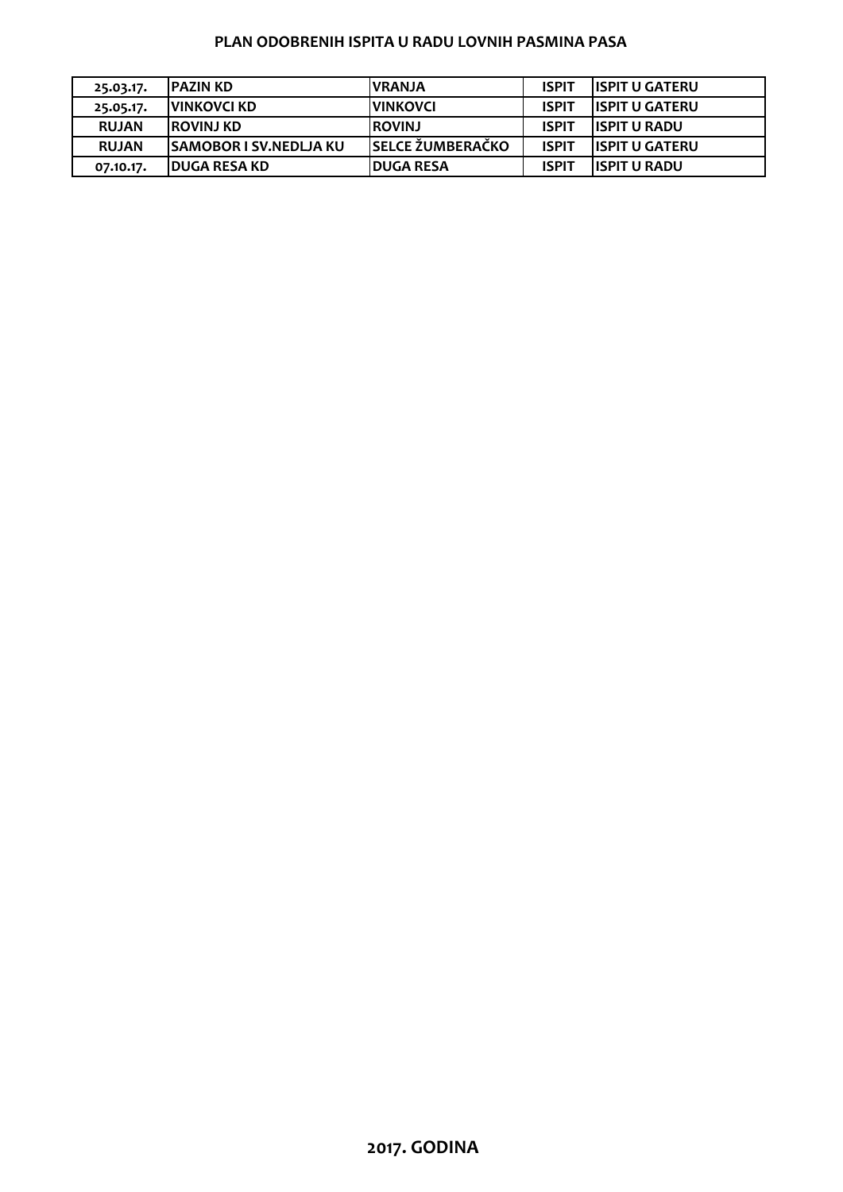| | | | | |
|---|---|---|---|---|
| 25.03.17. | PAZIN KD | VRANJA | ISPIT | ISPIT U GATERU |
| 25.05.17. | VINKOVCI KD | VINKOVCI | ISPIT | ISPIT U GATERU |
| RUJAN | ROVINJ KD | ROVINJ | ISPIT | ISPIT U RADU |
| RUJAN | SAMOBOR I SV.NEDLJA KU | SELCE ŽUMBERAČKO | ISPIT | ISPIT U GATERU |
| 07.10.17. | DUGA RESA KD | DUGA RESA | ISPIT | ISPIT U RADU |